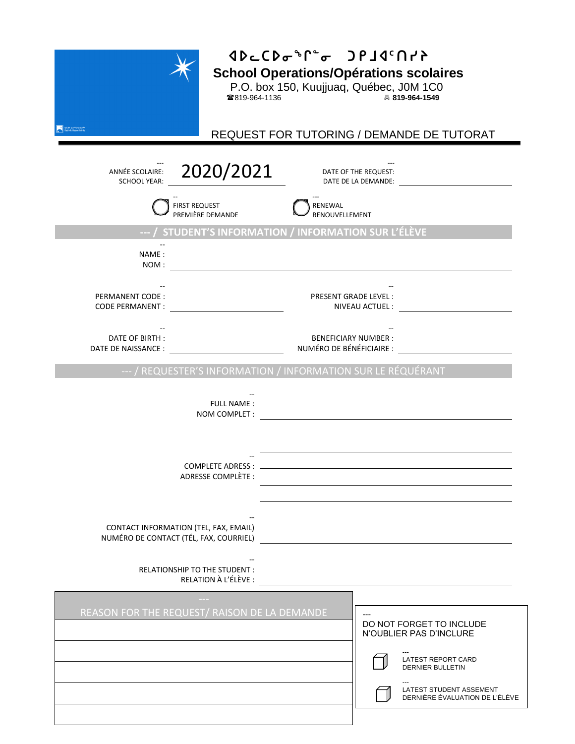ᐊᐅᓚᑕᐅᓂᖏᓐᓂ ᑐᑭᒧᐊᑦᑎᓯᔾ

**School Operations/Opérations scolaires**

P.O. box 150, Kuujjuaq, Québec, J0M 1C0

☎819-964-1136 🖷 **819-964-1549**

## REQUEST FOR TUTORING / DEMANDE DE TUTORAT

---

ANNÉE SCOLAIRE:
SCHOOL YEAR: 2020/2021

DATE OF THE REQUEST:
DATE DE LA DEMANDE: ______________________

◯ FIRST REQUEST / PREMIÈRE DEMANDE

◯ RENEWAL / RENOUVELLEMENT

## --- / STUDENT'S INFORMATION / INFORMATION SUR L'ÉLÈVE

NAME :
NOM : ______________________________________________

PERMANENT CODE :
CODE PERMANENT : ______________________

PRESENT GRADE LEVEL :
NIVEAU ACTUEL : ______________________

DATE OF BIRTH :
DATE DE NAISSANCE : ______________________

BENEFICIARY NUMBER :
NUMÉRO DE BÉNÉFICIAIRE : ______________________

## --- / REQUESTER'S INFORMATION / INFORMATION SUR LE RÉQUÉRANT

FULL NAME :
NOM COMPLET : ______________________________________________

COMPLETE ADRESS :
ADRESSE COMPLÈTE :
______________________________________________
______________________________________________
______________________________________________
______________________________________________

CONTACT INFORMATION (TEL, FAX, EMAIL)
NUMÉRO DE CONTACT (TÉL, FAX, COURRIEL) ______________________________________________

RELATIONSHIP TO THE STUDENT :
RELATION À L'ÉLÈVE : ______________________________________________

## REASON FOR THE REQUEST/ RAISON DE LA DEMANDE

______________________________________________
______________________________________________
______________________________________________
______________________________________________
______________________________________________

DO NOT FORGET TO INCLUDE
N'OUBLIER PAS D'INCLURE

☐ LATEST REPORT CARD / DERNIER BULLETIN

☐ LATEST STUDENT ASSEMENT / DERNIÈRE ÉVALUATION DE L'ÉLÈVE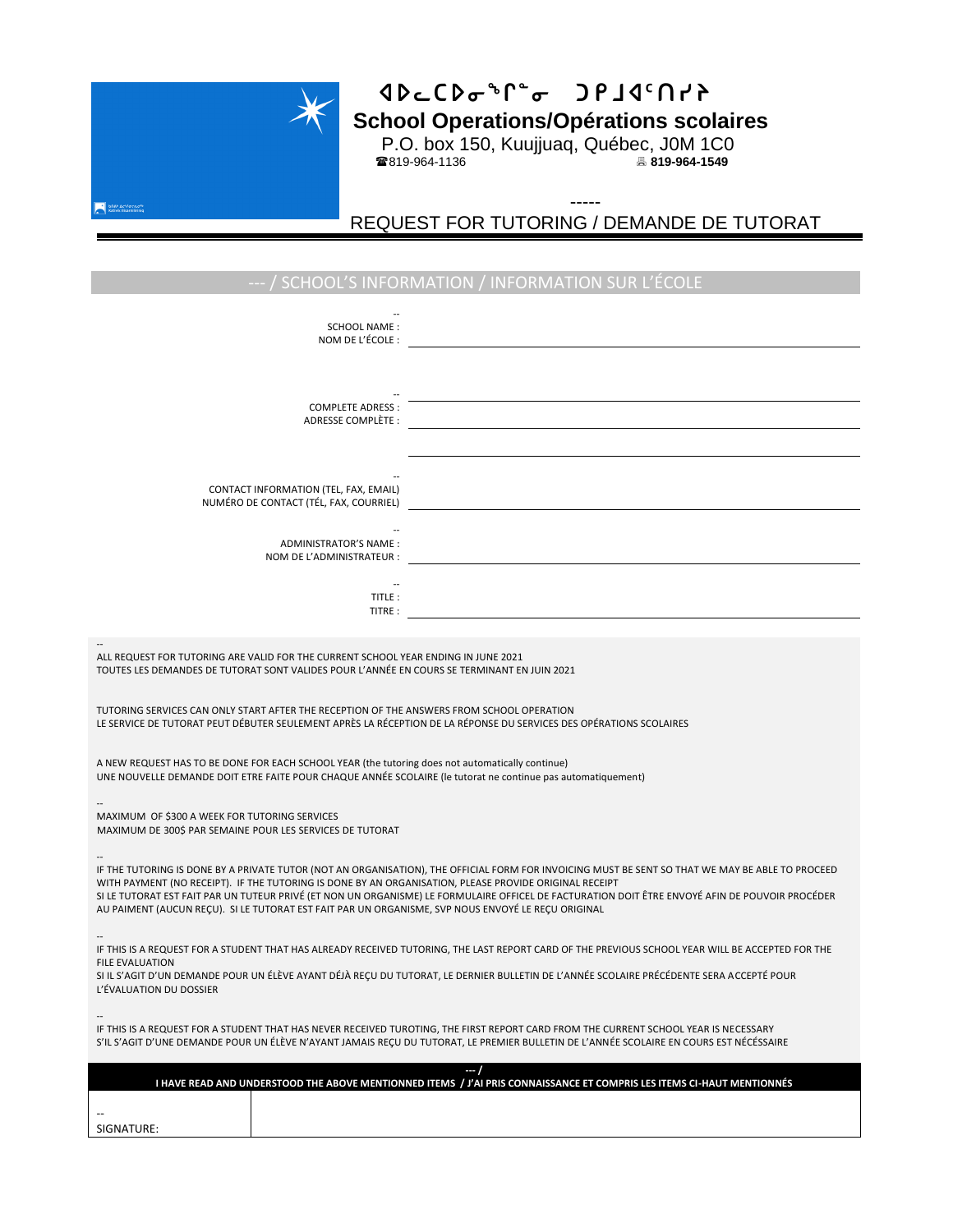# ᐊᐅᓚᑕᐅᓂᖏᓐᓂ ᑐᑭᒧᐊᑎᑦᓯᔨ

## School Operations/Opérations scolaires

P.O. box 150, Kuujjuaq, Québec, J0M 1C0
☎819-964-1136 📠 **819-964-1549**

-----

## REQUEST FOR TUTORING / DEMANDE DE TUTORAT

### --- / SCHOOL'S INFORMATION / INFORMATION SUR L'ÉCOLE

--
SCHOOL NAME :
NOM DE L'ÉCOLE : ____________________

--
COMPLETE ADRESS :
ADRESSE COMPLÈTE : ____________________

____________________

--
CONTACT INFORMATION (TEL, FAX, EMAIL)
NUMÉRO DE CONTACT (TÉL, FAX, COURRIEL) ____________________

--
ADMINISTRATOR'S NAME :
NOM DE L'ADMINISTRATEUR : ____________________

--
TITLE :
TITRE : ____________________

--
ALL REQUEST FOR TUTORING ARE VALID FOR THE CURRENT SCHOOL YEAR ENDING IN JUNE 2021
TOUTES LES DEMANDES DE TUTORAT SONT VALIDES POUR L'ANNÉE EN COURS SE TERMINANT EN JUIN 2021

TUTORING SERVICES CAN ONLY START AFTER THE RECEPTION OF THE ANSWERS FROM SCHOOL OPERATION
LE SERVICE DE TUTORAT PEUT DÉBUTER SEULEMENT APRÈS LA RÉCEPTION DE LA RÉPONSE DU SERVICES DES OPÉRATIONS SCOLAIRES

A NEW REQUEST HAS TO BE DONE FOR EACH SCHOOL YEAR (the tutoring does not automatically continue)
UNE NOUVELLE DEMANDE DOIT ETRE FAITE POUR CHAQUE ANNÉE SCOLAIRE (le tutorat ne continue pas automatiquement)

--
MAXIMUM OF $300 A WEEK FOR TUTORING SERVICES
MAXIMUM DE 300$ PAR SEMAINE POUR LES SERVICES DE TUTORAT

--
IF THE TUTORING IS DONE BY A PRIVATE TUTOR (NOT AN ORGANISATION), THE OFFICIAL FORM FOR INVOICING MUST BE SENT SO THAT WE MAY BE ABLE TO PROCEED WITH PAYMENT (NO RECEIPT). IF THE TUTORING IS DONE BY AN ORGANISATION, PLEASE PROVIDE ORIGINAL RECEIPT
SI LE TUTORAT EST FAIT PAR UN TUTEUR PRIVÉ (ET NON UN ORGANISME) LE FORMULAIRE OFFICEL DE FACTURATION DOIT ÊTRE ENVOYÉ AFIN DE POUVOIR PROCÉDER AU PAIMENT (AUCUN REÇU). SI LE TUTORAT EST FAIT PAR UN ORGANISME, SVP NOUS ENVOYÉ LE REÇU ORIGINAL

--
IF THIS IS A REQUEST FOR A STUDENT THAT HAS ALREADY RECEIVED TUTORING, THE LAST REPORT CARD OF THE PREVIOUS SCHOOL YEAR WILL BE ACCEPTED FOR THE FILE EVALUATION
SI IL S'AGIT D'UN DEMANDE POUR UN ÉLÈVE AYANT DÉJÀ REÇU DU TUTORAT, LE DERNIER BULLETIN DE L'ANNÉE SCOLAIRE PRÉCÉDENTE SERA ACCEPTÉ POUR L'ÉVALUATION DU DOSSIER

--
IF THIS IS A REQUEST FOR A STUDENT THAT HAS NEVER RECEIVED TUROTING, THE FIRST REPORT CARD FROM THE CURRENT SCHOOL YEAR IS NECESSARY
S'IL S'AGIT D'UNE DEMANDE POUR UN ÉLÈVE N'AYANT JAMAIS REÇU DU TUTORAT, LE PREMIER BULLETIN DE L'ANNÉE SCOLAIRE EN COURS EST NÉCÉSSAIRE

--- /
**I HAVE READ AND UNDERSTOOD THE ABOVE MENTIONNED ITEMS / J'AI PRIS CONNAISSANCE ET COMPRIS LES ITEMS CI-HAUT MENTIONNÉS**

| | |
|---|---|
| -- SIGNATURE: | |